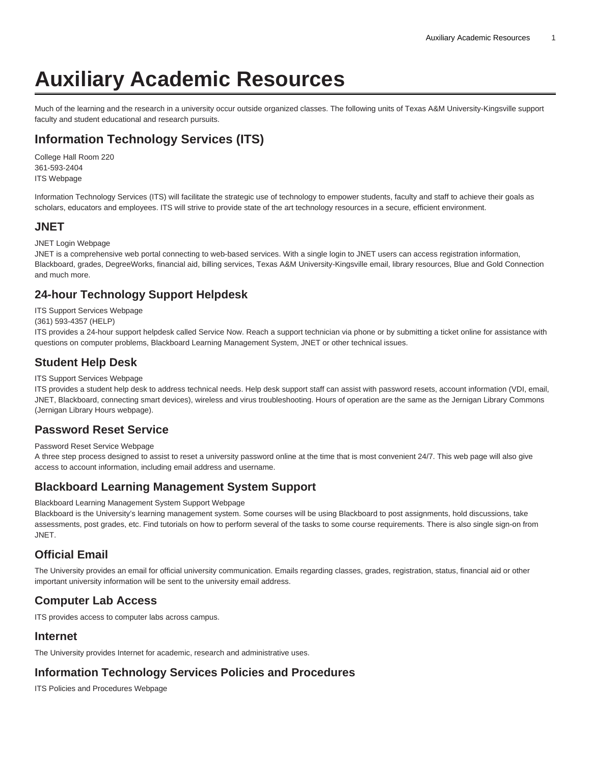# Auxiliary Academic Resources

Much of the learning and the research in a university occur outside organized classes. The following units of Texas A&M University-Kingsville support faculty and student educational and research pursuits.

## Information Technology Services (ITS)

College Hall Room 220  
361-593-2404  
ITS Webpage

Information Technology Services (ITS) will facilitate the strategic use of technology to empower students, faculty and staff to achieve their goals as scholars, educators and employees. ITS will strive to provide state of the art technology resources in a secure, efficient environment.

### JNET

JNET Login Webpage  
JNET is a comprehensive web portal connecting to web-based services. With a single login to JNET users can access registration information, Blackboard, grades, DegreeWorks, financial aid, billing services, Texas A&M University-Kingsville email, library resources, Blue and Gold Connection and much more.

### 24-hour Technology Support Helpdesk

ITS Support Services Webpage  
(361) 593-4357 (HELP)  
ITS provides a 24-hour support helpdesk called Service Now. Reach a support technician via phone or by submitting a ticket online for assistance with questions on computer problems, Blackboard Learning Management System, JNET or other technical issues.

### Student Help Desk

ITS Support Services Webpage  
ITS provides a student help desk to address technical needs. Help desk support staff can assist with password resets, account information (VDI, email, JNET, Blackboard, connecting smart devices), wireless and virus troubleshooting. Hours of operation are the same as the Jernigan Library Commons (Jernigan Library Hours webpage).

### Password Reset Service

Password Reset Service Webpage  
A three step process designed to assist to reset a university password online at the time that is most convenient 24/7. This web page will also give access to account information, including email address and username.

### Blackboard Learning Management System Support

Blackboard Learning Management System Support Webpage  
Blackboard is the University's learning management system. Some courses will be using Blackboard to post assignments, hold discussions, take assessments, post grades, etc. Find tutorials on how to perform several of the tasks to some course requirements. There is also single sign-on from JNET.

### Official Email

The University provides an email for official university communication. Emails regarding classes, grades, registration, status, financial aid or other important university information will be sent to the university email address.

### Computer Lab Access

ITS provides access to computer labs across campus.

### Internet

The University provides Internet for academic, research and administrative uses.

### Information Technology Services Policies and Procedures

ITS Policies and Procedures Webpage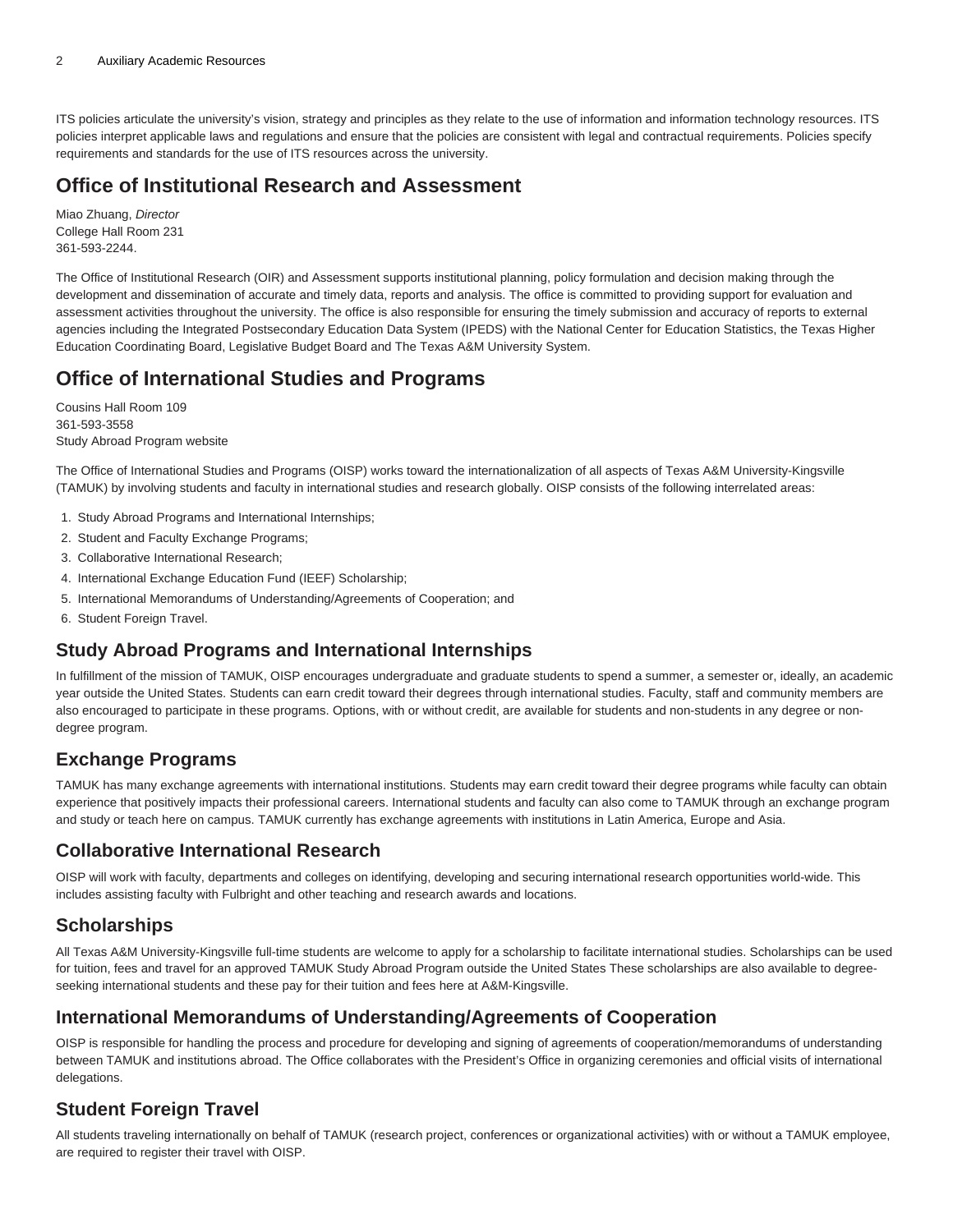ITS policies articulate the university's vision, strategy and principles as they relate to the use of information and information technology resources. ITS policies interpret applicable laws and regulations and ensure that the policies are consistent with legal and contractual requirements. Policies specify requirements and standards for the use of ITS resources across the university.

## Office of Institutional Research and Assessment

Miao Zhuang, *Director*
College Hall Room 231
361-593-2244.

The Office of Institutional Research (OIR) and Assessment supports institutional planning, policy formulation and decision making through the development and dissemination of accurate and timely data, reports and analysis. The office is committed to providing support for evaluation and assessment activities throughout the university. The office is also responsible for ensuring the timely submission and accuracy of reports to external agencies including the Integrated Postsecondary Education Data System (IPEDS) with the National Center for Education Statistics, the Texas Higher Education Coordinating Board, Legislative Budget Board and The Texas A&M University System.

## Office of International Studies and Programs

Cousins Hall Room 109
361-593-3558
Study Abroad Program website

The Office of International Studies and Programs (OISP) works toward the internationalization of all aspects of Texas A&M University-Kingsville (TAMUK) by involving students and faculty in international studies and research globally. OISP consists of the following interrelated areas:

1. Study Abroad Programs and International Internships;
2. Student and Faculty Exchange Programs;
3. Collaborative International Research;
4. International Exchange Education Fund (IEEF) Scholarship;
5. International Memorandums of Understanding/Agreements of Cooperation; and
6. Student Foreign Travel.

### Study Abroad Programs and International Internships

In fulfillment of the mission of TAMUK, OISP encourages undergraduate and graduate students to spend a summer, a semester or, ideally, an academic year outside the United States. Students can earn credit toward their degrees through international studies. Faculty, staff and community members are also encouraged to participate in these programs. Options, with or without credit, are available for students and non-students in any degree or non-degree program.

### Exchange Programs

TAMUK has many exchange agreements with international institutions. Students may earn credit toward their degree programs while faculty can obtain experience that positively impacts their professional careers. International students and faculty can also come to TAMUK through an exchange program and study or teach here on campus. TAMUK currently has exchange agreements with institutions in Latin America, Europe and Asia.

### Collaborative International Research

OISP will work with faculty, departments and colleges on identifying, developing and securing international research opportunities world-wide. This includes assisting faculty with Fulbright and other teaching and research awards and locations.

### Scholarships

All Texas A&M University-Kingsville full-time students are welcome to apply for a scholarship to facilitate international studies. Scholarships can be used for tuition, fees and travel for an approved TAMUK Study Abroad Program outside the United States These scholarships are also available to degree-seeking international students and these pay for their tuition and fees here at A&M-Kingsville.

### International Memorandums of Understanding/Agreements of Cooperation

OISP is responsible for handling the process and procedure for developing and signing of agreements of cooperation/memorandums of understanding between TAMUK and institutions abroad. The Office collaborates with the President's Office in organizing ceremonies and official visits of international delegations.

### Student Foreign Travel

All students traveling internationally on behalf of TAMUK (research project, conferences or organizational activities) with or without a TAMUK employee, are required to register their travel with OISP.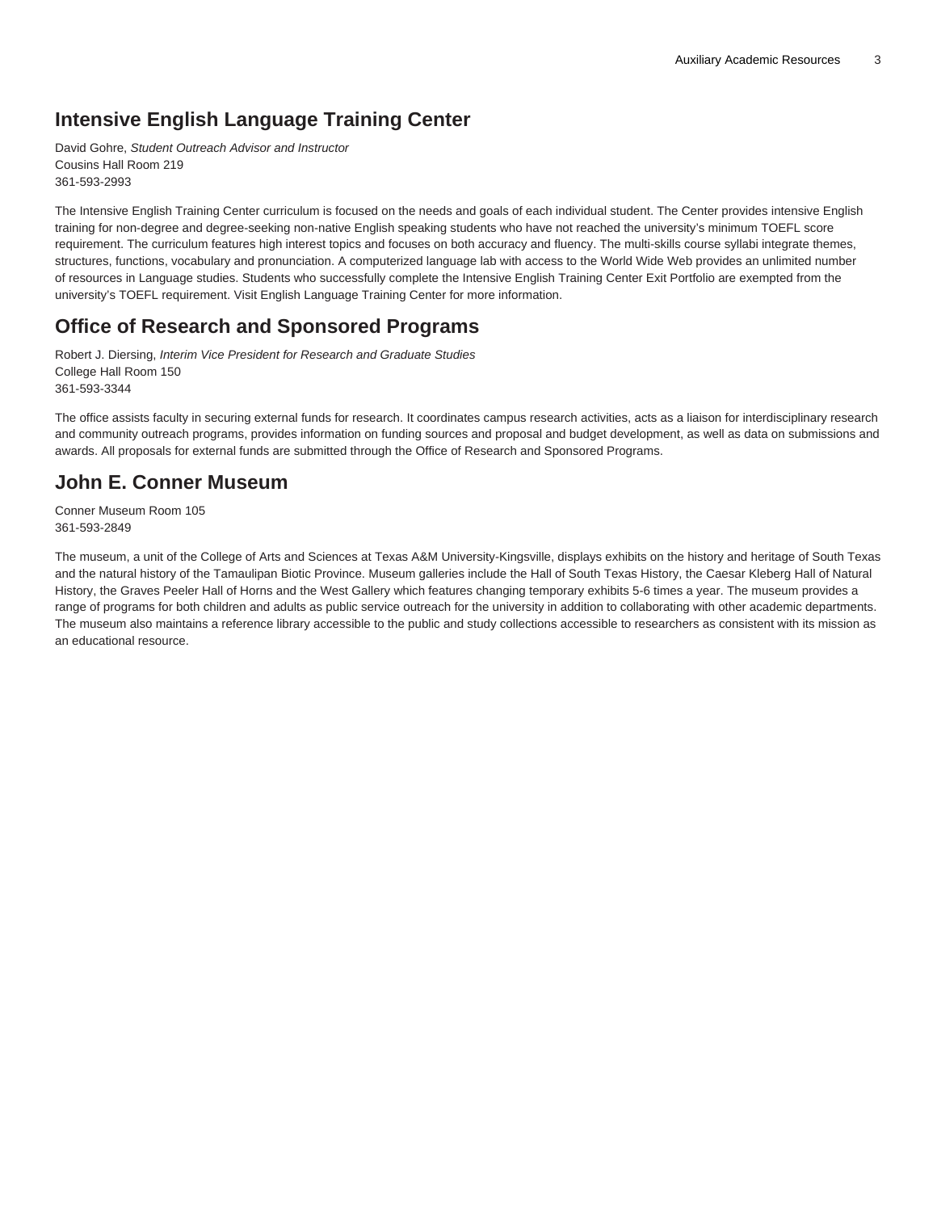## Intensive English Language Training Center

David Gohre, *Student Outreach Advisor and Instructor*
Cousins Hall Room 219
361-593-2993

The Intensive English Training Center curriculum is focused on the needs and goals of each individual student. The Center provides intensive English training for non-degree and degree-seeking non-native English speaking students who have not reached the university's minimum TOEFL score requirement. The curriculum features high interest topics and focuses on both accuracy and fluency. The multi-skills course syllabi integrate themes, structures, functions, vocabulary and pronunciation. A computerized language lab with access to the World Wide Web provides an unlimited number of resources in Language studies. Students who successfully complete the Intensive English Training Center Exit Portfolio are exempted from the university's TOEFL requirement. Visit English Language Training Center for more information.

## Office of Research and Sponsored Programs

Robert J. Diersing, *Interim Vice President for Research and Graduate Studies*
College Hall Room 150
361-593-3344

The office assists faculty in securing external funds for research. It coordinates campus research activities, acts as a liaison for interdisciplinary research and community outreach programs, provides information on funding sources and proposal and budget development, as well as data on submissions and awards. All proposals for external funds are submitted through the Office of Research and Sponsored Programs.

## John E. Conner Museum

Conner Museum Room 105
361-593-2849

The museum, a unit of the College of Arts and Sciences at Texas A&M University-Kingsville, displays exhibits on the history and heritage of South Texas and the natural history of the Tamaulipan Biotic Province. Museum galleries include the Hall of South Texas History, the Caesar Kleberg Hall of Natural History, the Graves Peeler Hall of Horns and the West Gallery which features changing temporary exhibits 5-6 times a year. The museum provides a range of programs for both children and adults as public service outreach for the university in addition to collaborating with other academic departments. The museum also maintains a reference library accessible to the public and study collections accessible to researchers as consistent with its mission as an educational resource.